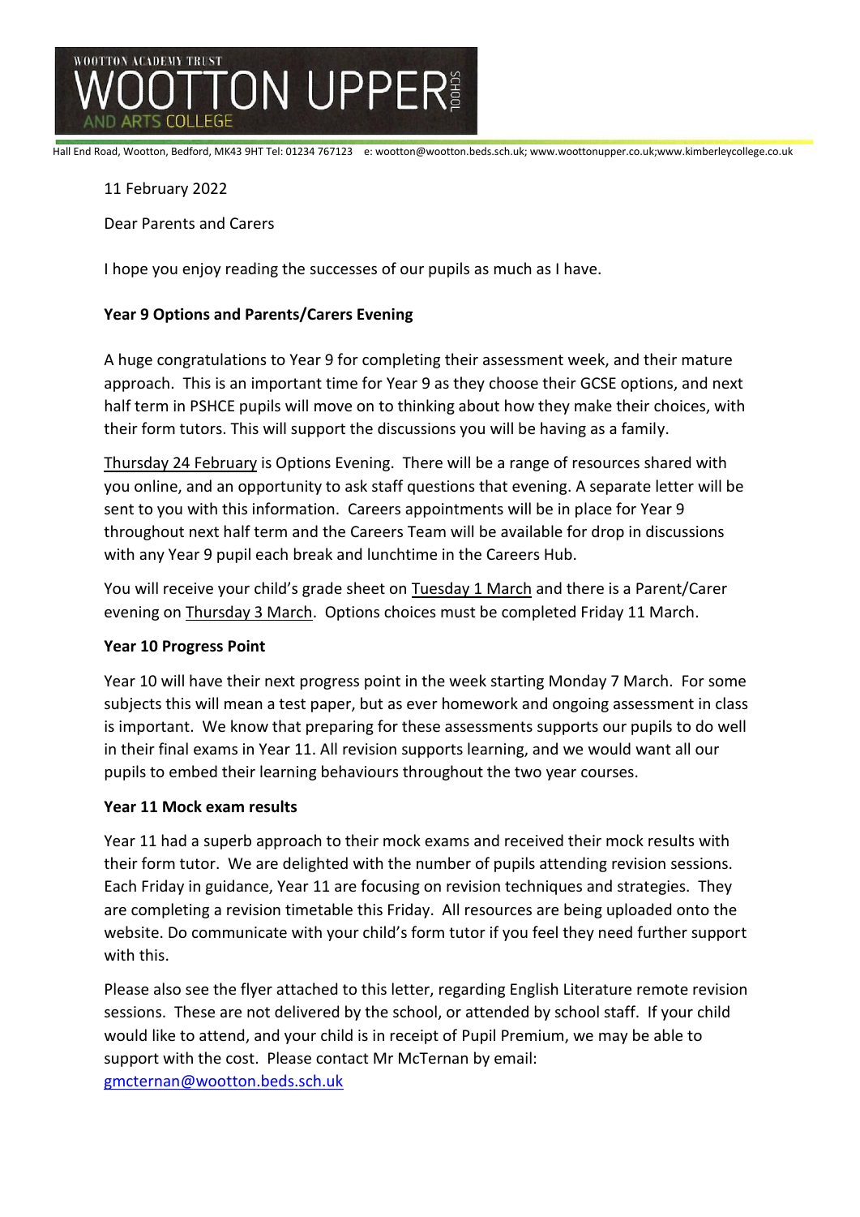WOOTTON ACADEMY TRUST

# WOOTTON UPPER SCHOOL AND ARTS COLLEGE

Hall End Road, Wootton, Bedford, MK43 9HT Tel: 01234 767123 e: wootton@wootton.beds.sch.uk; www.woottonupper.co.uk;www.kimberleycollege.co.uk

11 February 2022

Dear Parents and Carers

I hope you enjoy reading the successes of our pupils as much as I have.

**Year 9 Options and Parents/Carers Evening**

A huge congratulations to Year 9 for completing their assessment week, and their mature approach. This is an important time for Year 9 as they choose their GCSE options, and next half term in PSHCE pupils will move on to thinking about how they make their choices, with their form tutors. This will support the discussions you will be having as a family.

Thursday 24 February is Options Evening. There will be a range of resources shared with you online, and an opportunity to ask staff questions that evening. A separate letter will be sent to you with this information. Careers appointments will be in place for Year 9 throughout next half term and the Careers Team will be available for drop in discussions with any Year 9 pupil each break and lunchtime in the Careers Hub.

You will receive your child's grade sheet on Tuesday 1 March and there is a Parent/Carer evening on Thursday 3 March. Options choices must be completed Friday 11 March.

**Year 10 Progress Point**

Year 10 will have their next progress point in the week starting Monday 7 March. For some subjects this will mean a test paper, but as ever homework and ongoing assessment in class is important. We know that preparing for these assessments supports our pupils to do well in their final exams in Year 11. All revision supports learning, and we would want all our pupils to embed their learning behaviours throughout the two year courses.

**Year 11 Mock exam results**

Year 11 had a superb approach to their mock exams and received their mock results with their form tutor. We are delighted with the number of pupils attending revision sessions. Each Friday in guidance, Year 11 are focusing on revision techniques and strategies. They are completing a revision timetable this Friday. All resources are being uploaded onto the website. Do communicate with your child's form tutor if you feel they need further support with this.

Please also see the flyer attached to this letter, regarding English Literature remote revision sessions. These are not delivered by the school, or attended by school staff. If your child would like to attend, and your child is in receipt of Pupil Premium, we may be able to support with the cost. Please contact Mr McTernan by email: gmcternan@wootton.beds.sch.uk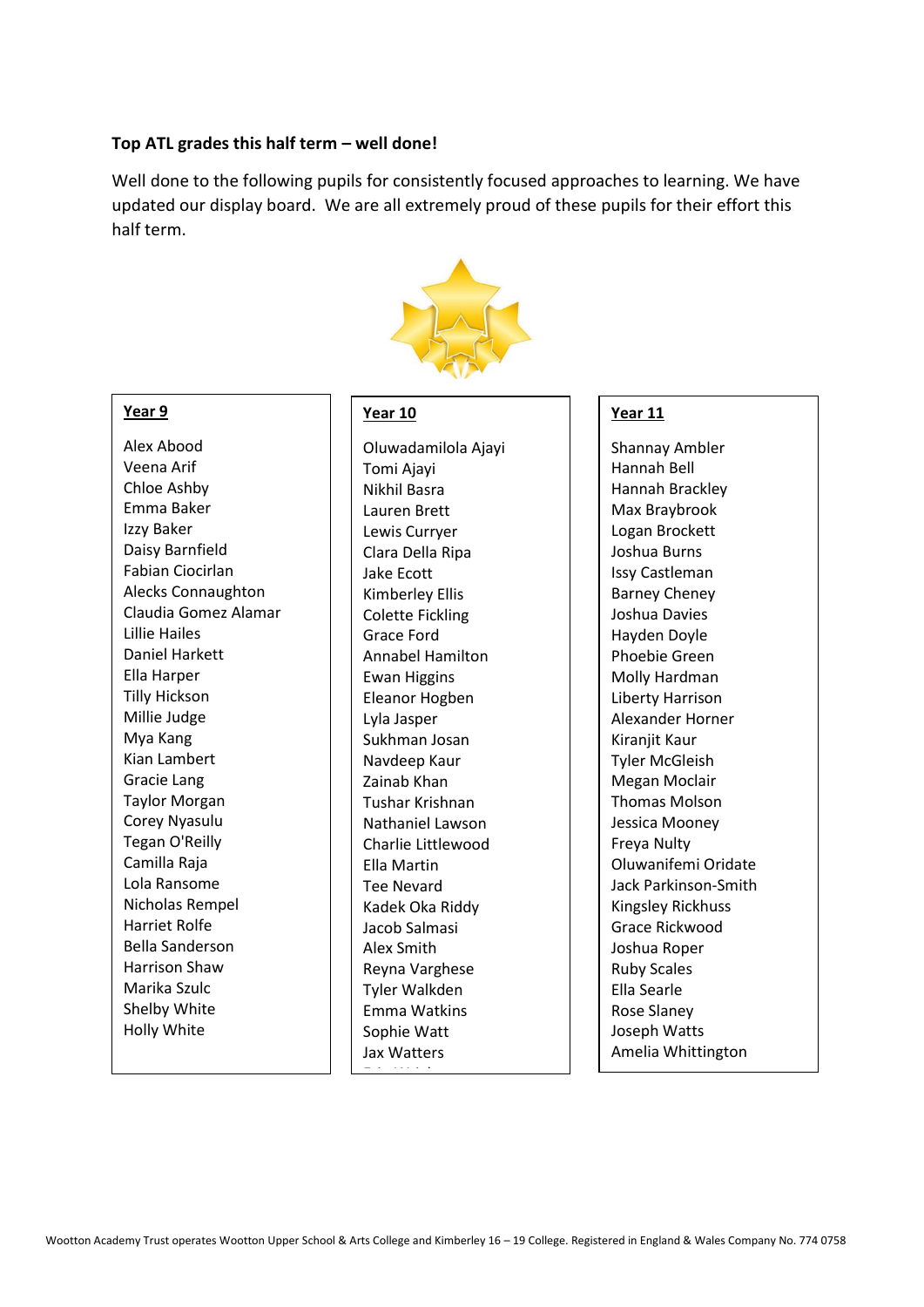**Top ATL grades this half term – well done!**

Well done to the following pupils for consistently focused approaches to learning. We have updated our display board. We are all extremely proud of these pupils for their effort this half term.

**Year 9**

Alex Abood
Veena Arif
Chloe Ashby
Emma Baker
Izzy Baker
Daisy Barnfield
Fabian Ciocirlan
Alecks Connaughton
Claudia Gomez Alamar
Lillie Hailes
Daniel Harkett
Ella Harper
Tilly Hickson
Millie Judge
Mya Kang
Kian Lambert
Gracie Lang
Taylor Morgan
Corey Nyasulu
Tegan O'Reilly
Camilla Raja
Lola Ransome
Nicholas Rempel
Harriet Rolfe
Bella Sanderson
Harrison Shaw
Marika Szulc
Shelby White
Holly White

**Year 10**

Oluwadamilola Ajayi
Tomi Ajayi
Nikhil Basra
Lauren Brett
Lewis Curryer
Clara Della Ripa
Jake Ecott
Kimberley Ellis
Colette Fickling
Grace Ford
Annabel Hamilton
Ewan Higgins
Eleanor Hogben
Lyla Jasper
Sukhman Josan
Navdeep Kaur
Zainab Khan
Tushar Krishnan
Nathaniel Lawson
Charlie Littlewood
Ella Martin
Tee Nevard
Kadek Oka Riddy
Jacob Salmasi
Alex Smith
Reyna Varghese
Tyler Walkden
Emma Watkins
Sophie Watt
Jax Watters

**Year 11**

Shannay Ambler
Hannah Bell
Hannah Brackley
Max Braybrook
Logan Brockett
Joshua Burns
Issy Castleman
Barney Cheney
Joshua Davies
Hayden Doyle
Phoebie Green
Molly Hardman
Liberty Harrison
Alexander Horner
Kiranjit Kaur
Tyler McGleish
Megan Moclair
Thomas Molson
Jessica Mooney
Freya Nulty
Oluwanifemi Oridate
Jack Parkinson-Smith
Kingsley Rickhuss
Grace Rickwood
Joshua Roper
Ruby Scales
Ella Searle
Rose Slaney
Joseph Watts
Amelia Whittington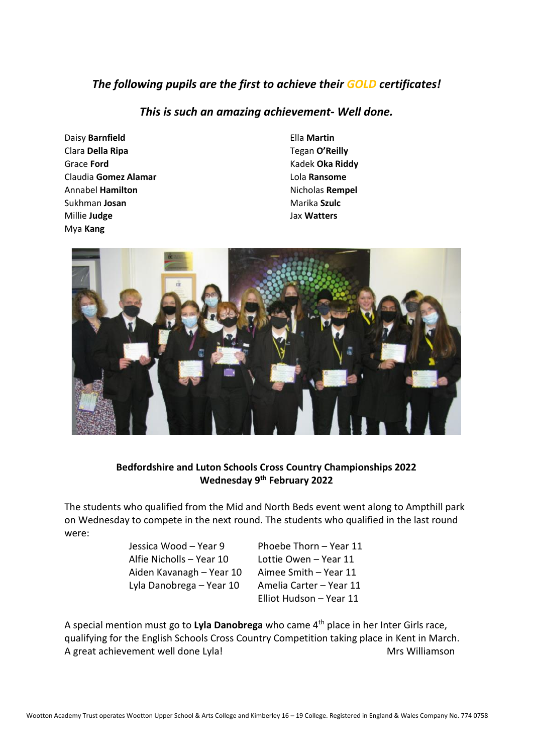***The following pupils are the first to achieve their GOLD certificates!***

***This is such an amazing achievement- Well done.***

Daisy **Barnfield**
Clara **Della Ripa**
Grace **Ford**
Claudia **Gomez Alamar**
Annabel **Hamilton**
Sukhman **Josan**
Millie **Judge**
Mya **Kang**
Ella **Martin**
Tegan **O'Reilly**
Kadek **Oka Riddy**
Lola **Ransome**
Nicholas **Rempel**
Marika **Szulc**
Jax **Watters**

**Bedfordshire and Luton Schools Cross Country Championships 2022**
**Wednesday 9th February 2022**

The students who qualified from the Mid and North Beds event went along to Ampthill park on Wednesday to compete in the next round. The students who qualified in the last round were:

Jessica Wood – Year 9
Alfie Nicholls – Year 10
Aiden Kavanagh – Year 10
Lyla Danobrega – Year 10
Phoebe Thorn – Year 11
Lottie Owen – Year 11
Aimee Smith – Year 11
Amelia Carter – Year 11
Elliot Hudson – Year 11

A special mention must go to **Lyla Danobrega** who came 4th place in her Inter Girls race, qualifying for the English Schools Cross Country Competition taking place in Kent in March. A great achievement well done Lyla!

Mrs Williamson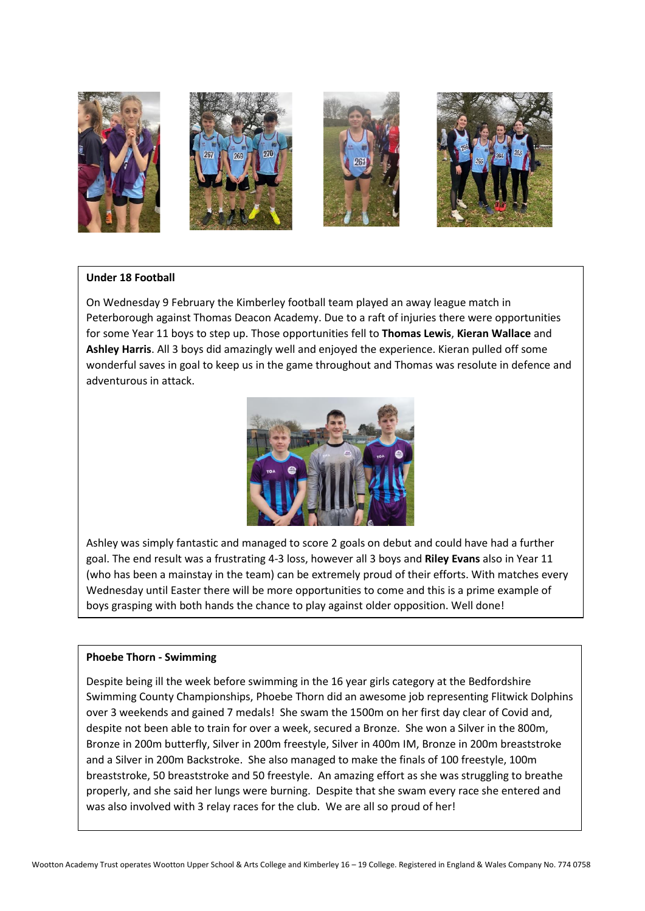**Under 18 Football**

On Wednesday 9 February the Kimberley football team played an away league match in Peterborough against Thomas Deacon Academy. Due to a raft of injuries there were opportunities for some Year 11 boys to step up. Those opportunities fell to **Thomas Lewis**, **Kieran Wallace** and **Ashley Harris**. All 3 boys did amazingly well and enjoyed the experience. Kieran pulled off some wonderful saves in goal to keep us in the game throughout and Thomas was resolute in defence and adventurous in attack.

Ashley was simply fantastic and managed to score 2 goals on debut and could have had a further goal. The end result was a frustrating 4-3 loss, however all 3 boys and **Riley Evans** also in Year 11 (who has been a mainstay in the team) can be extremely proud of their efforts. With matches every Wednesday until Easter there will be more opportunities to come and this is a prime example of boys grasping with both hands the chance to play against older opposition. Well done!

**Phoebe Thorn - Swimming**

Despite being ill the week before swimming in the 16 year girls category at the Bedfordshire Swimming County Championships, Phoebe Thorn did an awesome job representing Flitwick Dolphins over 3 weekends and gained 7 medals! She swam the 1500m on her first day clear of Covid and, despite not been able to train for over a week, secured a Bronze. She won a Silver in the 800m, Bronze in 200m butterfly, Silver in 200m freestyle, Silver in 400m IM, Bronze in 200m breaststroke and a Silver in 200m Backstroke. She also managed to make the finals of 100 freestyle, 100m breaststroke, 50 breaststroke and 50 freestyle. An amazing effort as she was struggling to breathe properly, and she said her lungs were burning. Despite that she swam every race she entered and was also involved with 3 relay races for the club. We are all so proud of her!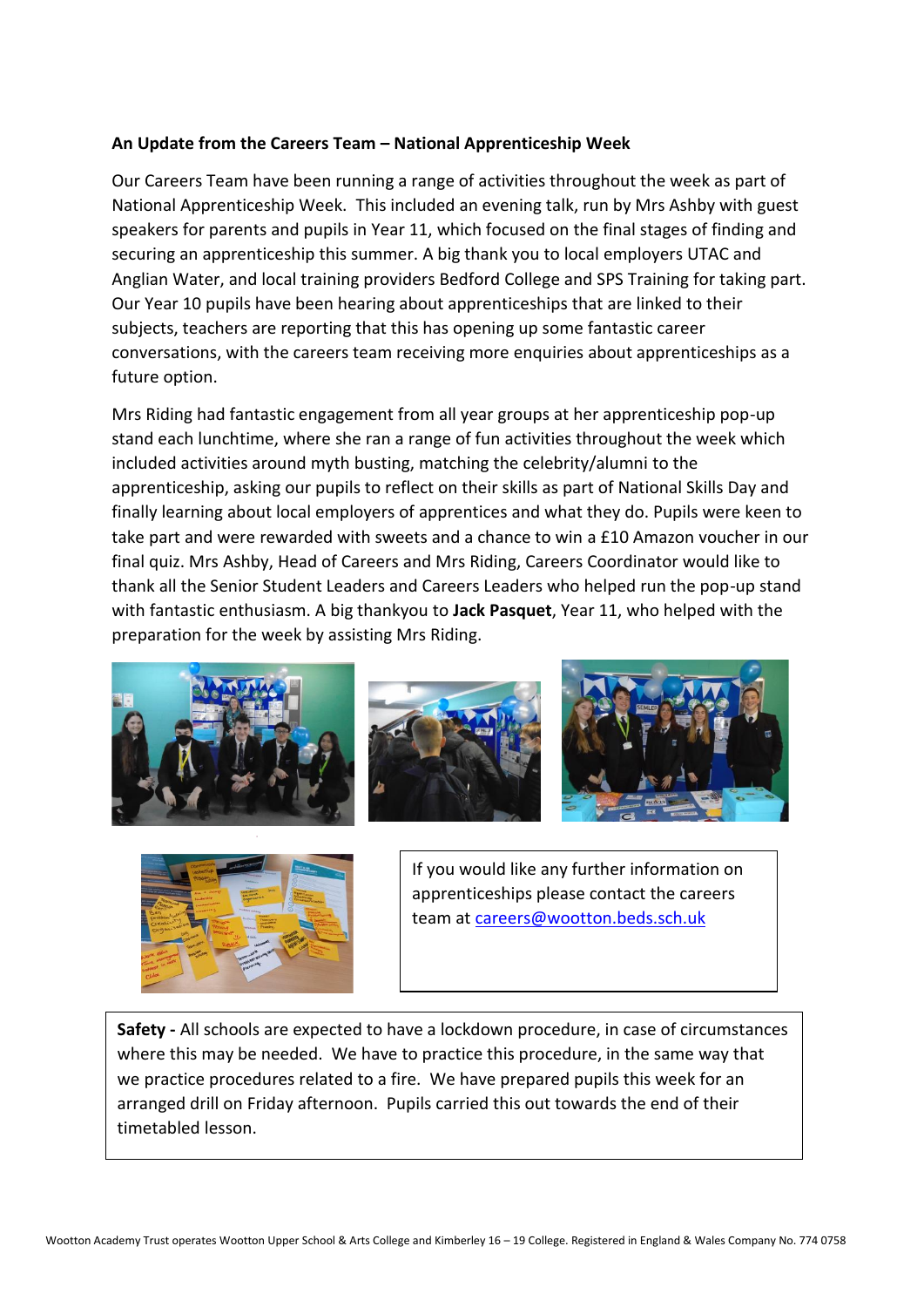**An Update from the Careers Team – National Apprenticeship Week**

Our Careers Team have been running a range of activities throughout the week as part of National Apprenticeship Week. This included an evening talk, run by Mrs Ashby with guest speakers for parents and pupils in Year 11, which focused on the final stages of finding and securing an apprenticeship this summer. A big thank you to local employers UTAC and Anglian Water, and local training providers Bedford College and SPS Training for taking part. Our Year 10 pupils have been hearing about apprenticeships that are linked to their subjects, teachers are reporting that this has opening up some fantastic career conversations, with the careers team receiving more enquiries about apprenticeships as a future option.

Mrs Riding had fantastic engagement from all year groups at her apprenticeship pop-up stand each lunchtime, where she ran a range of fun activities throughout the week which included activities around myth busting, matching the celebrity/alumni to the apprenticeship, asking our pupils to reflect on their skills as part of National Skills Day and finally learning about local employers of apprentices and what they do. Pupils were keen to take part and were rewarded with sweets and a chance to win a £10 Amazon voucher in our final quiz. Mrs Ashby, Head of Careers and Mrs Riding, Careers Coordinator would like to thank all the Senior Student Leaders and Careers Leaders who helped run the pop-up stand with fantastic enthusiasm. A big thankyou to **Jack Pasquet**, Year 11, who helped with the preparation for the week by assisting Mrs Riding.

If you would like any further information on apprenticeships please contact the careers team at careers@wootton.beds.sch.uk

**Safety -** All schools are expected to have a lockdown procedure, in case of circumstances where this may be needed. We have to practice this procedure, in the same way that we practice procedures related to a fire. We have prepared pupils this week for an arranged drill on Friday afternoon. Pupils carried this out towards the end of their timetabled lesson.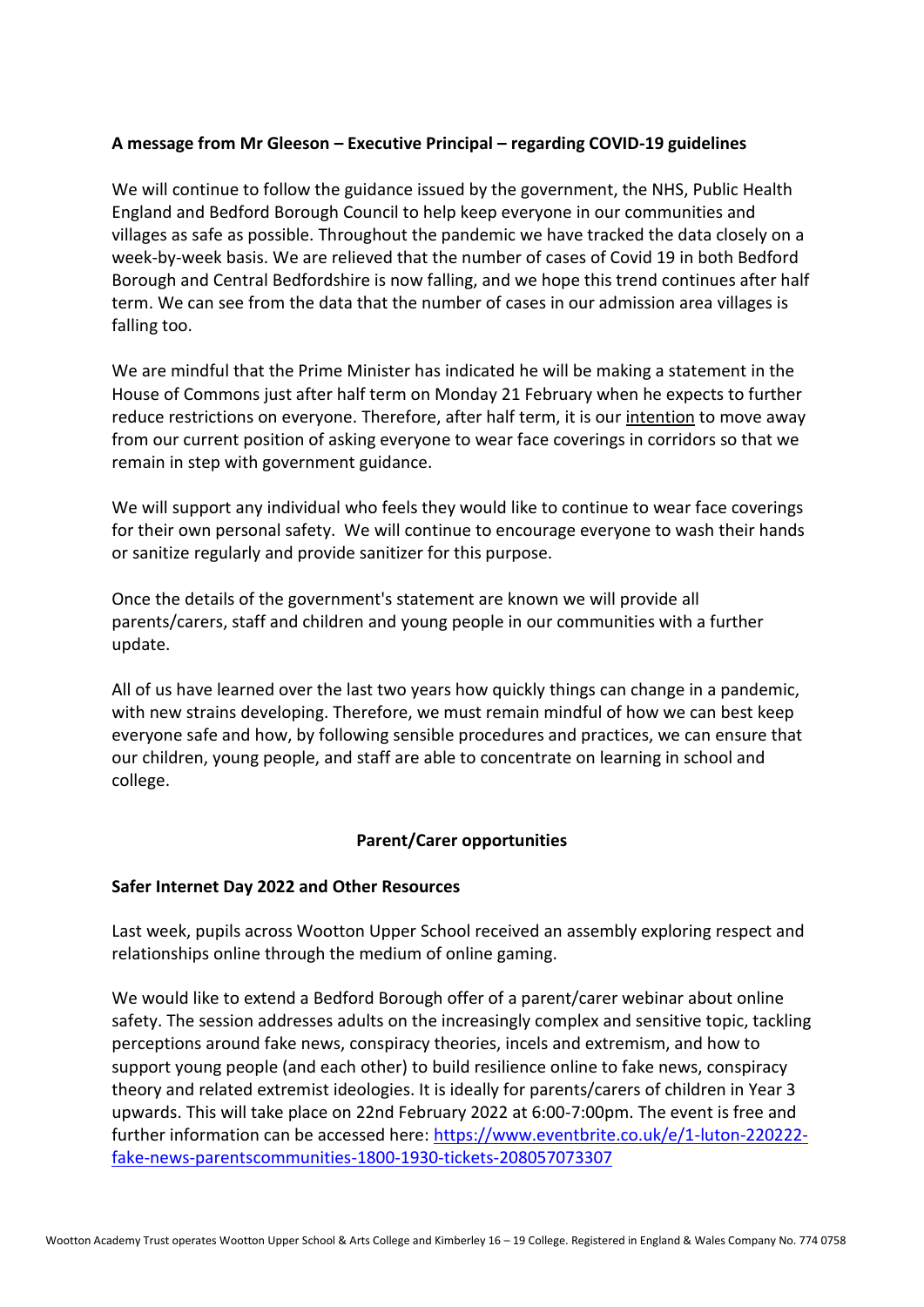**A message from Mr Gleeson – Executive Principal – regarding COVID-19 guidelines**

We will continue to follow the guidance issued by the government, the NHS, Public Health England and Bedford Borough Council to help keep everyone in our communities and villages as safe as possible. Throughout the pandemic we have tracked the data closely on a week-by-week basis. We are relieved that the number of cases of Covid 19 in both Bedford Borough and Central Bedfordshire is now falling, and we hope this trend continues after half term. We can see from the data that the number of cases in our admission area villages is falling too.

We are mindful that the Prime Minister has indicated he will be making a statement in the House of Commons just after half term on Monday 21 February when he expects to further reduce restrictions on everyone. Therefore, after half term, it is our <u>intention</u> to move away from our current position of asking everyone to wear face coverings in corridors so that we remain in step with government guidance.

We will support any individual who feels they would like to continue to wear face coverings for their own personal safety. We will continue to encourage everyone to wash their hands or sanitize regularly and provide sanitizer for this purpose.

Once the details of the government's statement are known we will provide all parents/carers, staff and children and young people in our communities with a further update.

All of us have learned over the last two years how quickly things can change in a pandemic, with new strains developing. Therefore, we must remain mindful of how we can best keep everyone safe and how, by following sensible procedures and practices, we can ensure that our children, young people, and staff are able to concentrate on learning in school and college.

## Parent/Carer opportunities

**Safer Internet Day 2022 and Other Resources**

Last week, pupils across Wootton Upper School received an assembly exploring respect and relationships online through the medium of online gaming.

We would like to extend a Bedford Borough offer of a parent/carer webinar about online safety. The session addresses adults on the increasingly complex and sensitive topic, tackling perceptions around fake news, conspiracy theories, incels and extremism, and how to support young people (and each other) to build resilience online to fake news, conspiracy theory and related extremist ideologies. It is ideally for parents/carers of children in Year 3 upwards. This will take place on 22nd February 2022 at 6:00-7:00pm. The event is free and further information can be accessed here: https://www.eventbrite.co.uk/e/1-luton-220222-fake-news-parentscommunities-1800-1930-tickets-208057073307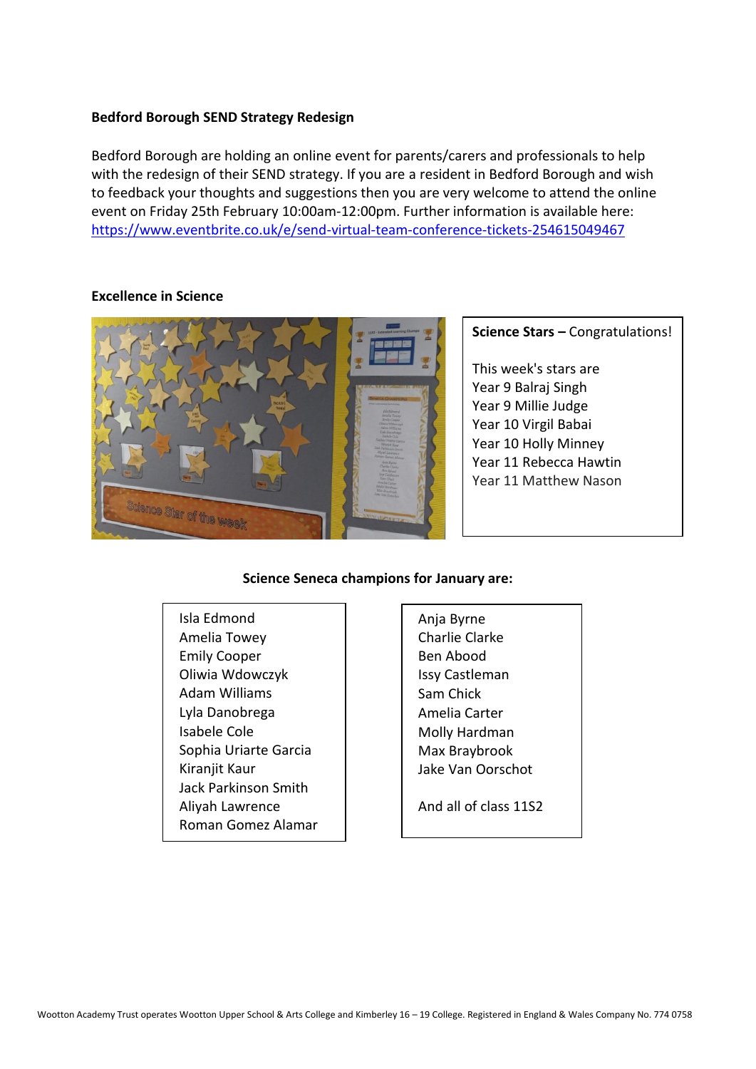**Bedford Borough SEND Strategy Redesign**

Bedford Borough are holding an online event for parents/carers and professionals to help with the redesign of their SEND strategy. If you are a resident in Bedford Borough and wish to feedback your thoughts and suggestions then you are very welcome to attend the online event on Friday 25th February 10:00am-12:00pm. Further information is available here: https://www.eventbrite.co.uk/e/send-virtual-team-conference-tickets-254615049467

**Excellence in Science**

**Science Stars –** Congratulations!

This week's stars are
Year 9 Balraj Singh
Year 9 Millie Judge
Year 10 Virgil Babai
Year 10 Holly Minney
Year 11 Rebecca Hawtin
Year 11 Matthew Nason

**Science Seneca champions for January are:**

Isla Edmond
Amelia Towey
Emily Cooper
Oliwia Wdowczyk
Adam Williams
Lyla Danobrega
Isabele Cole
Sophia Uriarte Garcia
Kiranjit Kaur
Jack Parkinson Smith
Aliyah Lawrence
Roman Gomez Alamar

Anja Byrne
Charlie Clarke
Ben Abood
Issy Castleman
Sam Chick
Amelia Carter
Molly Hardman
Max Braybrook
Jake Van Oorschot

And all of class 11S2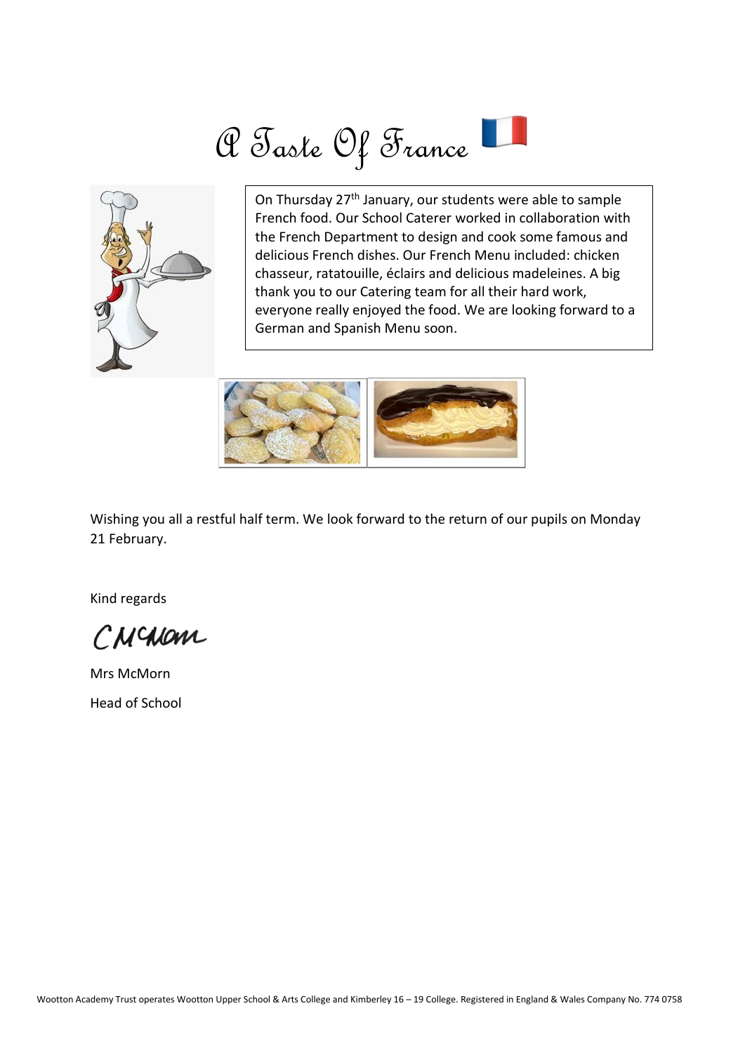# A Taste Of France

On Thursday 27th January, our students were able to sample French food. Our School Caterer worked in collaboration with the French Department to design and cook some famous and delicious French dishes. Our French Menu included: chicken chasseur, ratatouille, éclairs and delicious madeleines. A big thank you to our Catering team for all their hard work, everyone really enjoyed the food. We are looking forward to a German and Spanish Menu soon.

Wishing you all a restful half term. We look forward to the return of our pupils on Monday 21 February.

Kind regards

Mrs McMorn

Head of School